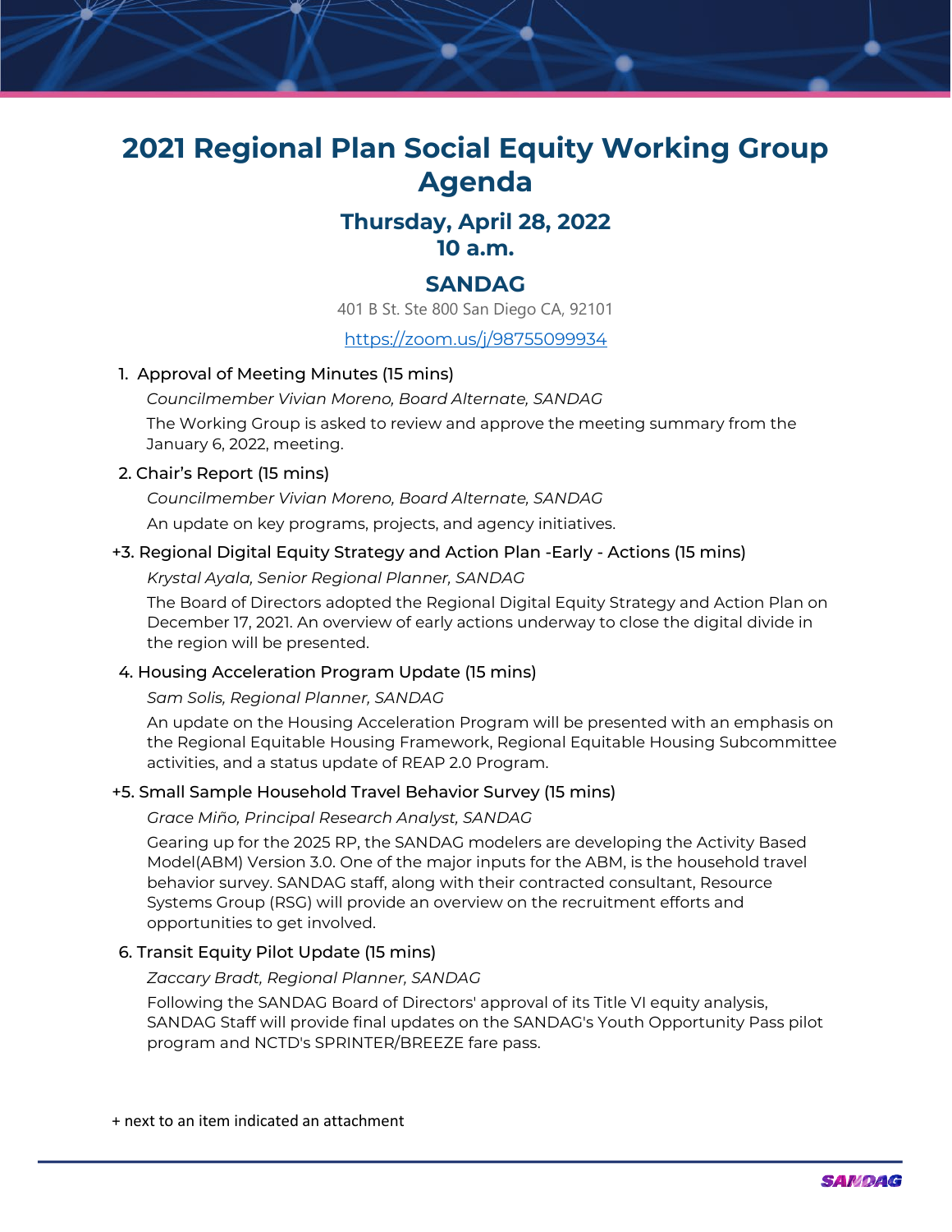# 2021 Regional Plan Social Equity Working Group Agenda

## Thursday, April 28, 2022
## 10 a.m.

## SANDAG

401 B St. Ste 800 San Diego CA, 92101

https://zoom.us/j/98755099934

1. Approval of Meeting Minutes (15 mins)

   *Councilmember Vivian Moreno, Board Alternate, SANDAG*

   The Working Group is asked to review and approve the meeting summary from the January 6, 2022, meeting.

2. Chair's Report (15 mins)

   *Councilmember Vivian Moreno, Board Alternate, SANDAG*

   An update on key programs, projects, and agency initiatives.

+3. Regional Digital Equity Strategy and Action Plan -Early - Actions (15 mins)

   *Krystal Ayala, Senior Regional Planner, SANDAG*

   The Board of Directors adopted the Regional Digital Equity Strategy and Action Plan on December 17, 2021. An overview of early actions underway to close the digital divide in the region will be presented.

4. Housing Acceleration Program Update (15 mins)

   *Sam Solis, Regional Planner, SANDAG*

   An update on the Housing Acceleration Program will be presented with an emphasis on the Regional Equitable Housing Framework, Regional Equitable Housing Subcommittee activities, and a status update of REAP 2.0 Program.

+5. Small Sample Household Travel Behavior Survey (15 mins)

   *Grace Miño, Principal Research Analyst, SANDAG*

   Gearing up for the 2025 RP, the SANDAG modelers are developing the Activity Based Model(ABM) Version 3.0. One of the major inputs for the ABM, is the household travel behavior survey. SANDAG staff, along with their contracted consultant, Resource Systems Group (RSG) will provide an overview on the recruitment efforts and opportunities to get involved.

6. Transit Equity Pilot Update (15 mins)

   *Zaccary Bradt, Regional Planner, SANDAG*

   Following the SANDAG Board of Directors' approval of its Title VI equity analysis, SANDAG Staff will provide final updates on the SANDAG's Youth Opportunity Pass pilot program and NCTD's SPRINTER/BREEZE fare pass.

+ next to an item indicated an attachment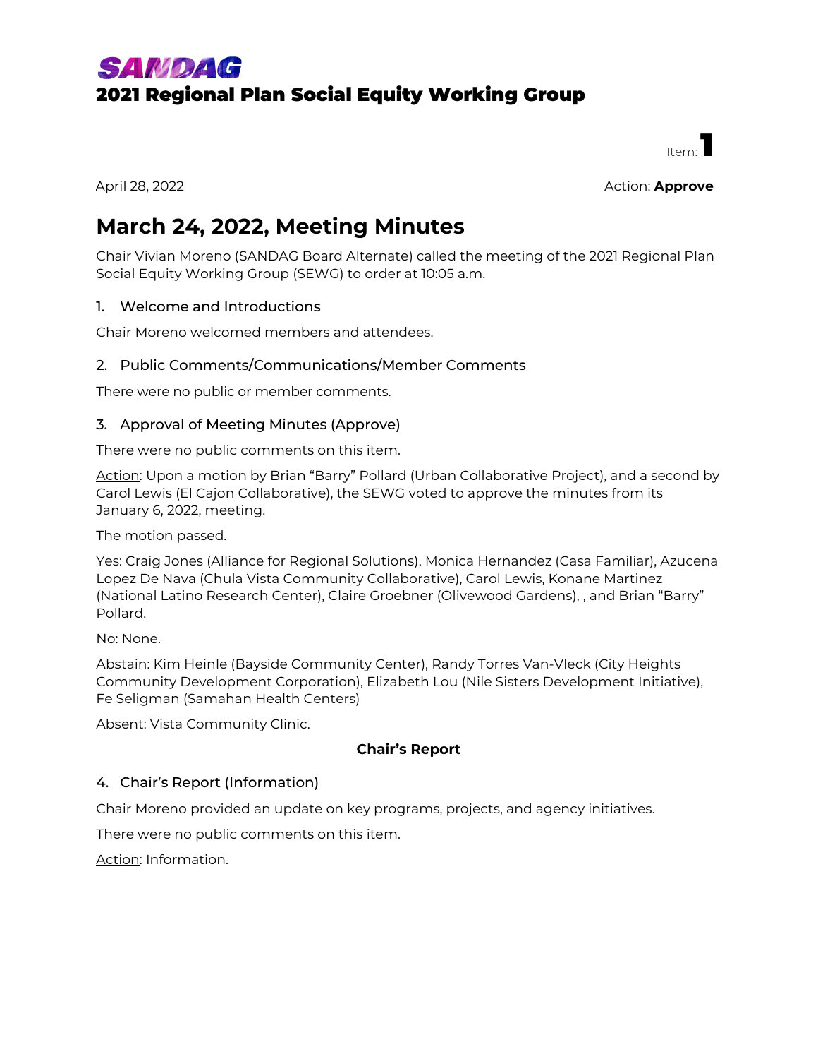# SANDAG

## 2021 Regional Plan Social Equity Working Group

Item: **1**

April 28, 2022

Action: **Approve**

# March 24, 2022, Meeting Minutes

Chair Vivian Moreno (SANDAG Board Alternate) called the meeting of the 2021 Regional Plan Social Equity Working Group (SEWG) to order at 10:05 a.m.

### 1. Welcome and Introductions

Chair Moreno welcomed members and attendees.

### 2. Public Comments/Communications/Member Comments

There were no public or member comments.

### 3. Approval of Meeting Minutes (Approve)

There were no public comments on this item.

Action: Upon a motion by Brian "Barry" Pollard (Urban Collaborative Project), and a second by Carol Lewis (El Cajon Collaborative), the SEWG voted to approve the minutes from its January 6, 2022, meeting.

The motion passed.

Yes: Craig Jones (Alliance for Regional Solutions), Monica Hernandez (Casa Familiar), Azucena Lopez De Nava (Chula Vista Community Collaborative), Carol Lewis, Konane Martinez (National Latino Research Center), Claire Groebner (Olivewood Gardens), , and Brian "Barry" Pollard.

No: None.

Abstain: Kim Heinle (Bayside Community Center), Randy Torres Van-Vleck (City Heights Community Development Corporation), Elizabeth Lou (Nile Sisters Development Initiative), Fe Seligman (Samahan Health Centers)

Absent: Vista Community Clinic.

**Chair's Report**

### 4. Chair's Report (Information)

Chair Moreno provided an update on key programs, projects, and agency initiatives.

There were no public comments on this item.

Action: Information.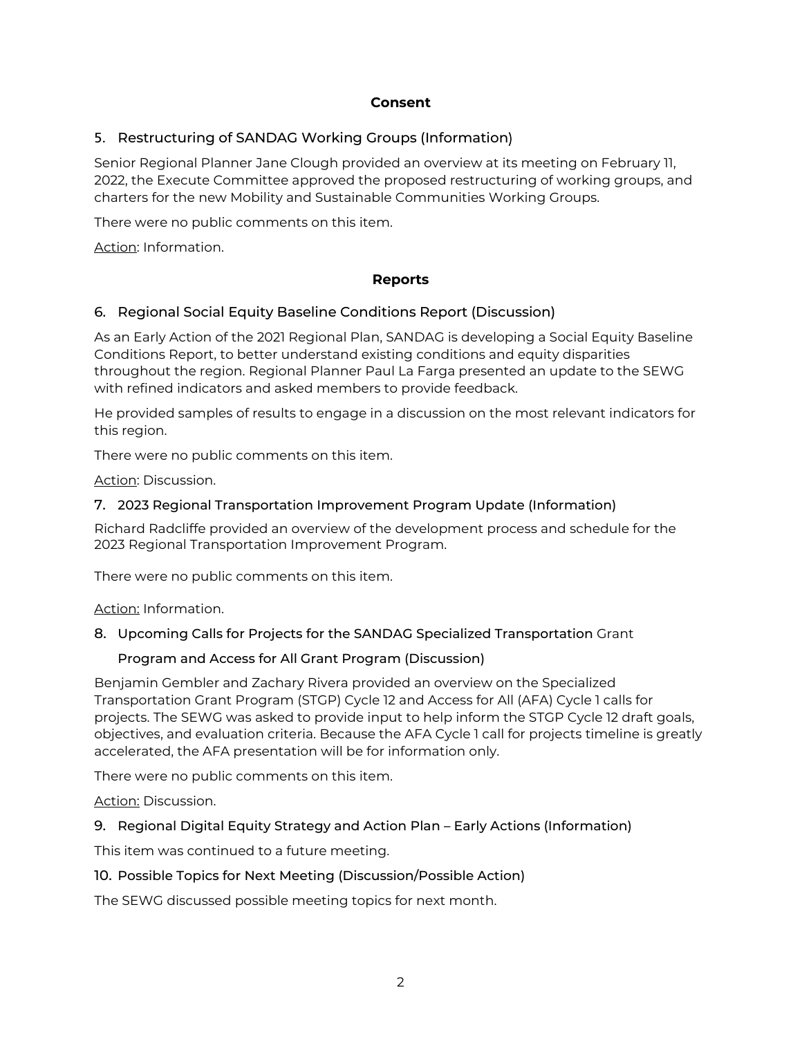## Consent

### 5. Restructuring of SANDAG Working Groups (Information)

Senior Regional Planner Jane Clough provided an overview at its meeting on February 11, 2022, the Execute Committee approved the proposed restructuring of working groups, and charters for the new Mobility and Sustainable Communities Working Groups.

There were no public comments on this item.

Action: Information.

## Reports

### 6. Regional Social Equity Baseline Conditions Report (Discussion)

As an Early Action of the 2021 Regional Plan, SANDAG is developing a Social Equity Baseline Conditions Report, to better understand existing conditions and equity disparities throughout the region. Regional Planner Paul La Farga presented an update to the SEWG with refined indicators and asked members to provide feedback.

He provided samples of results to engage in a discussion on the most relevant indicators for this region.

There were no public comments on this item.

Action: Discussion.

### 7. 2023 Regional Transportation Improvement Program Update (Information)

Richard Radcliffe provided an overview of the development process and schedule for the 2023 Regional Transportation Improvement Program.

There were no public comments on this item.

Action: Information.

### 8. Upcoming Calls for Projects for the SANDAG Specialized Transportation Grant Program and Access for All Grant Program (Discussion)

Benjamin Gembler and Zachary Rivera provided an overview on the Specialized Transportation Grant Program (STGP) Cycle 12 and Access for All (AFA) Cycle 1 calls for projects. The SEWG was asked to provide input to help inform the STGP Cycle 12 draft goals, objectives, and evaluation criteria. Because the AFA Cycle 1 call for projects timeline is greatly accelerated, the AFA presentation will be for information only.

There were no public comments on this item.

Action: Discussion.

### 9. Regional Digital Equity Strategy and Action Plan – Early Actions (Information)

This item was continued to a future meeting.

### 10. Possible Topics for Next Meeting (Discussion/Possible Action)

The SEWG discussed possible meeting topics for next month.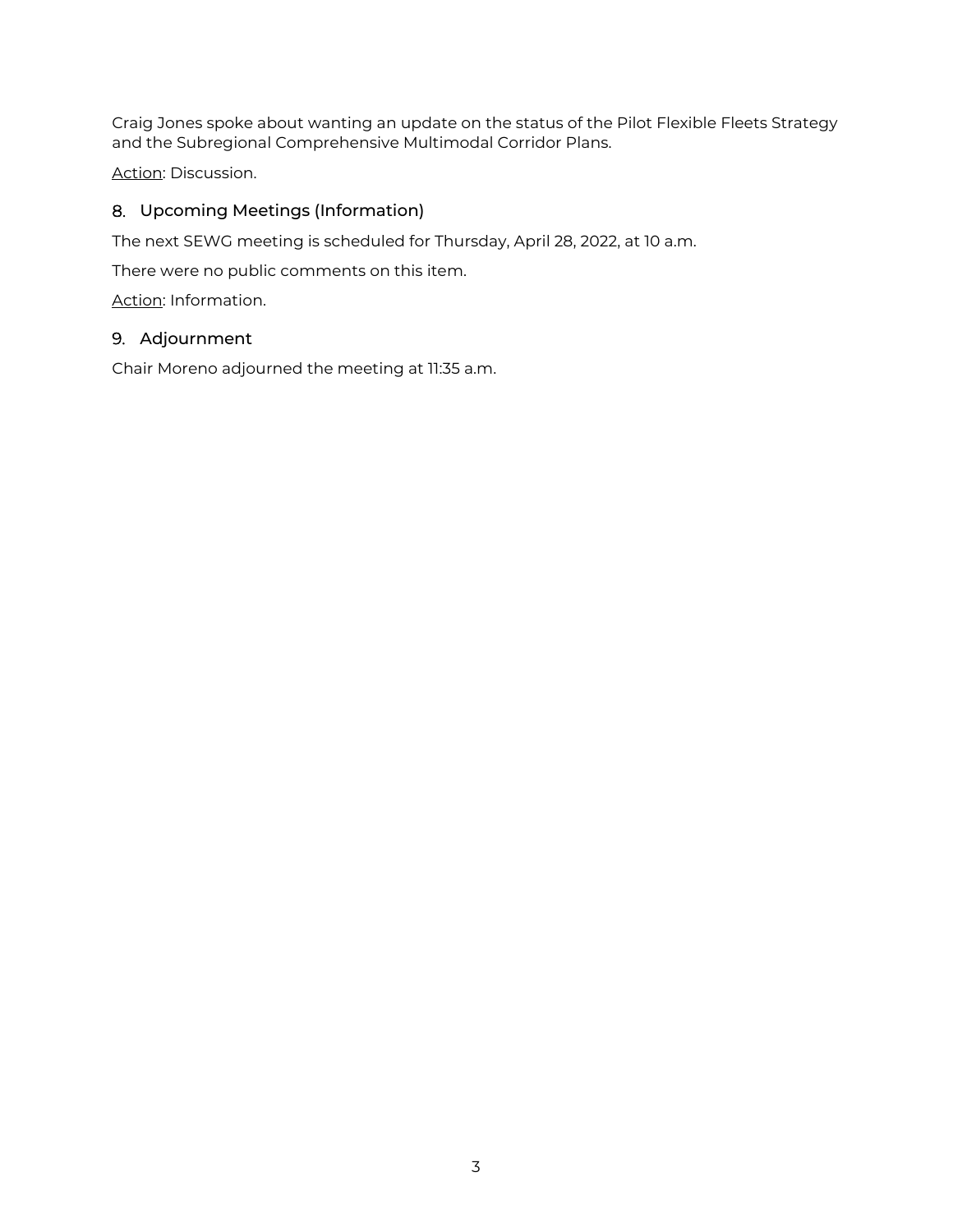Craig Jones spoke about wanting an update on the status of the Pilot Flexible Fleets Strategy and the Subregional Comprehensive Multimodal Corridor Plans.

Action: Discussion.

## 8. Upcoming Meetings (Information)

The next SEWG meeting is scheduled for Thursday, April 28, 2022, at 10 a.m.

There were no public comments on this item.

Action: Information.

## 9. Adjournment

Chair Moreno adjourned the meeting at 11:35 a.m.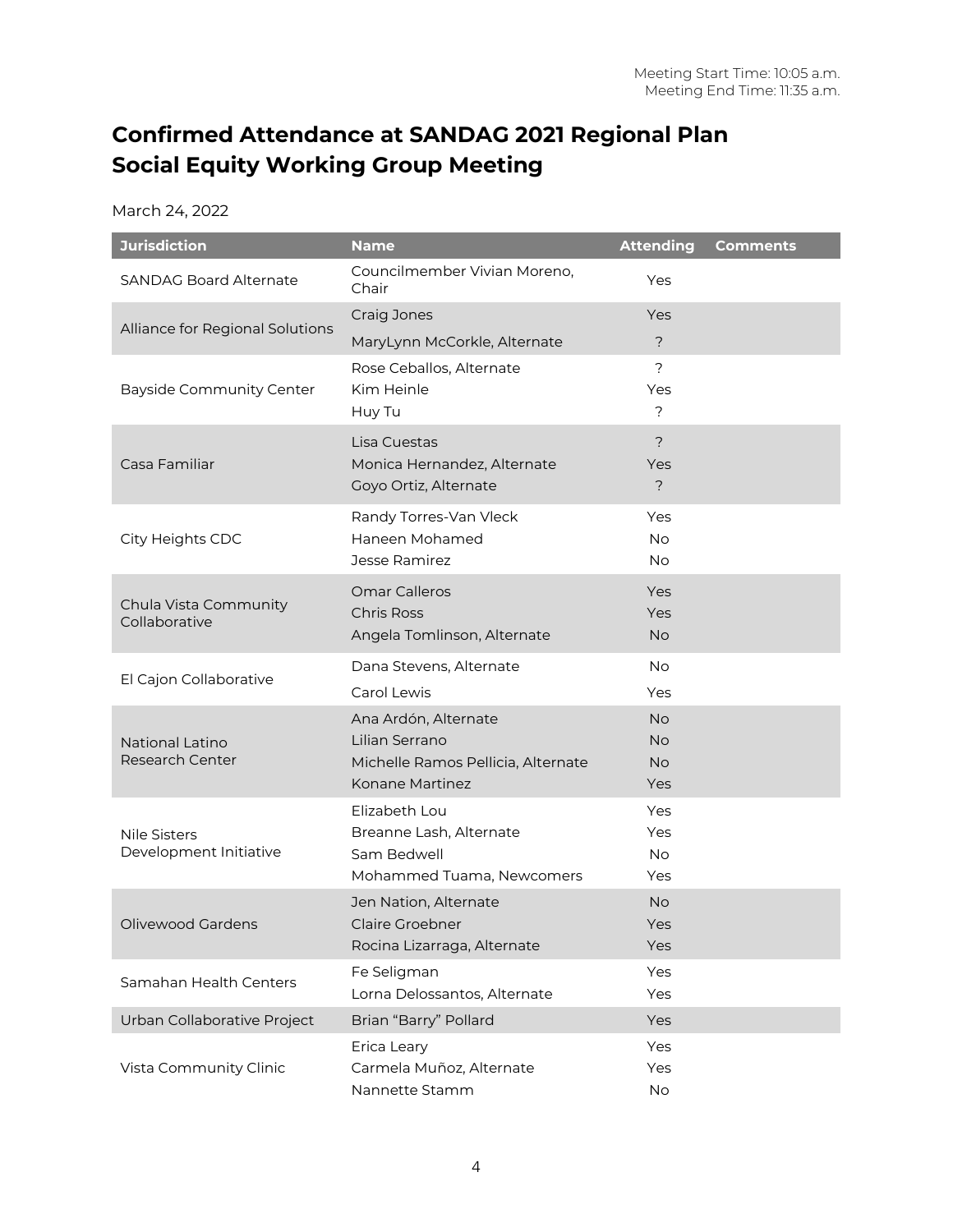Meeting Start Time: 10:05 a.m.
Meeting End Time: 11:35 a.m.

# Confirmed Attendance at SANDAG 2021 Regional Plan Social Equity Working Group Meeting

March 24, 2022

| Jurisdiction | Name | Attending | Comments |
|---|---|---|---|
| SANDAG Board Alternate | Councilmember Vivian Moreno, Chair | Yes | |
| Alliance for Regional Solutions | Craig Jones | Yes | |
| | MaryLynn McCorkle, Alternate | ? | |
| Bayside Community Center | Rose Ceballos, Alternate | ? | |
| | Kim Heinle | Yes | |
| | Huy Tu | ? | |
| Casa Familiar | Lisa Cuestas | ? | |
| | Monica Hernandez, Alternate | Yes | |
| | Goyo Ortiz, Alternate | ? | |
| City Heights CDC | Randy Torres-Van Vleck | Yes | |
| | Haneen Mohamed | No | |
| | Jesse Ramirez | No | |
| Chula Vista Community Collaborative | Omar Calleros | Yes | |
| | Chris Ross | Yes | |
| | Angela Tomlinson, Alternate | No | |
| El Cajon Collaborative | Dana Stevens, Alternate | No | |
| | Carol Lewis | Yes | |
| National Latino Research Center | Ana Ardón, Alternate | No | |
| | Lilian Serrano | No | |
| | Michelle Ramos Pellicia, Alternate | No | |
| | Konane Martinez | Yes | |
| Nile Sisters Development Initiative | Elizabeth Lou | Yes | |
| | Breanne Lash, Alternate | Yes | |
| | Sam Bedwell | No | |
| | Mohammed Tuama, Newcomers | Yes | |
| Olivewood Gardens | Jen Nation, Alternate | No | |
| | Claire Groebner | Yes | |
| | Rocina Lizarraga, Alternate | Yes | |
| Samahan Health Centers | Fe Seligman | Yes | |
| | Lorna Delossantos, Alternate | Yes | |
| Urban Collaborative Project | Brian "Barry" Pollard | Yes | |
| Vista Community Clinic | Erica Leary | Yes | |
| | Carmela Muñoz, Alternate | Yes | |
| | Nannette Stamm | No | |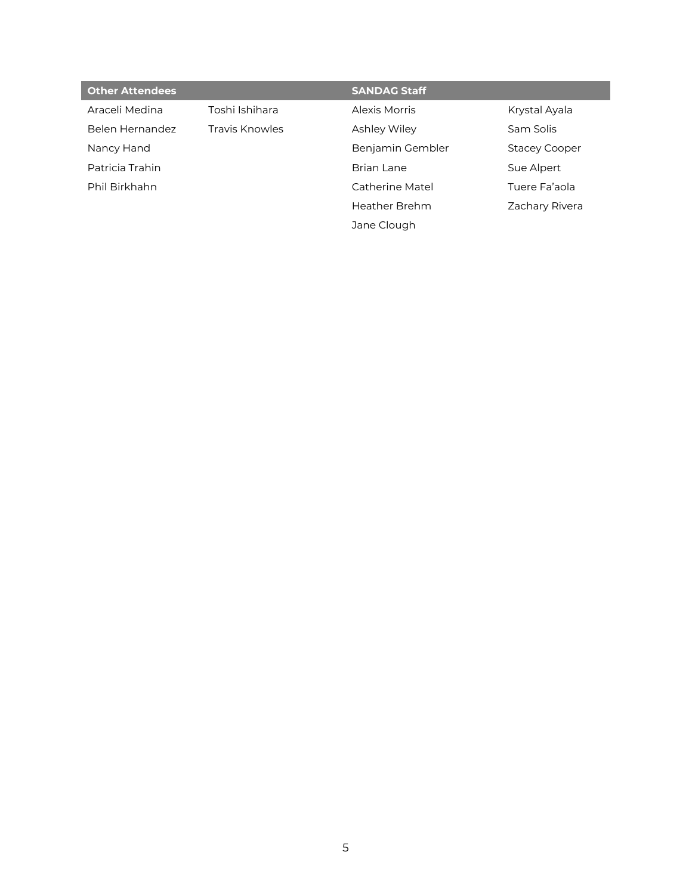| Other Attendees | | SANDAG Staff | |
|---|---|---|---|
| Araceli Medina | Toshi Ishihara | Alexis Morris | Krystal Ayala |
| Belen Hernandez | Travis Knowles | Ashley Wiley | Sam Solis |
| Nancy Hand | | Benjamin Gembler | Stacey Cooper |
| Patricia Trahin | | Brian Lane | Sue Alpert |
| Phil Birkhahn | | Catherine Matel | Tuere Fa'aola |
| | | Heather Brehm | Zachary Rivera |
| | | Jane Clough | |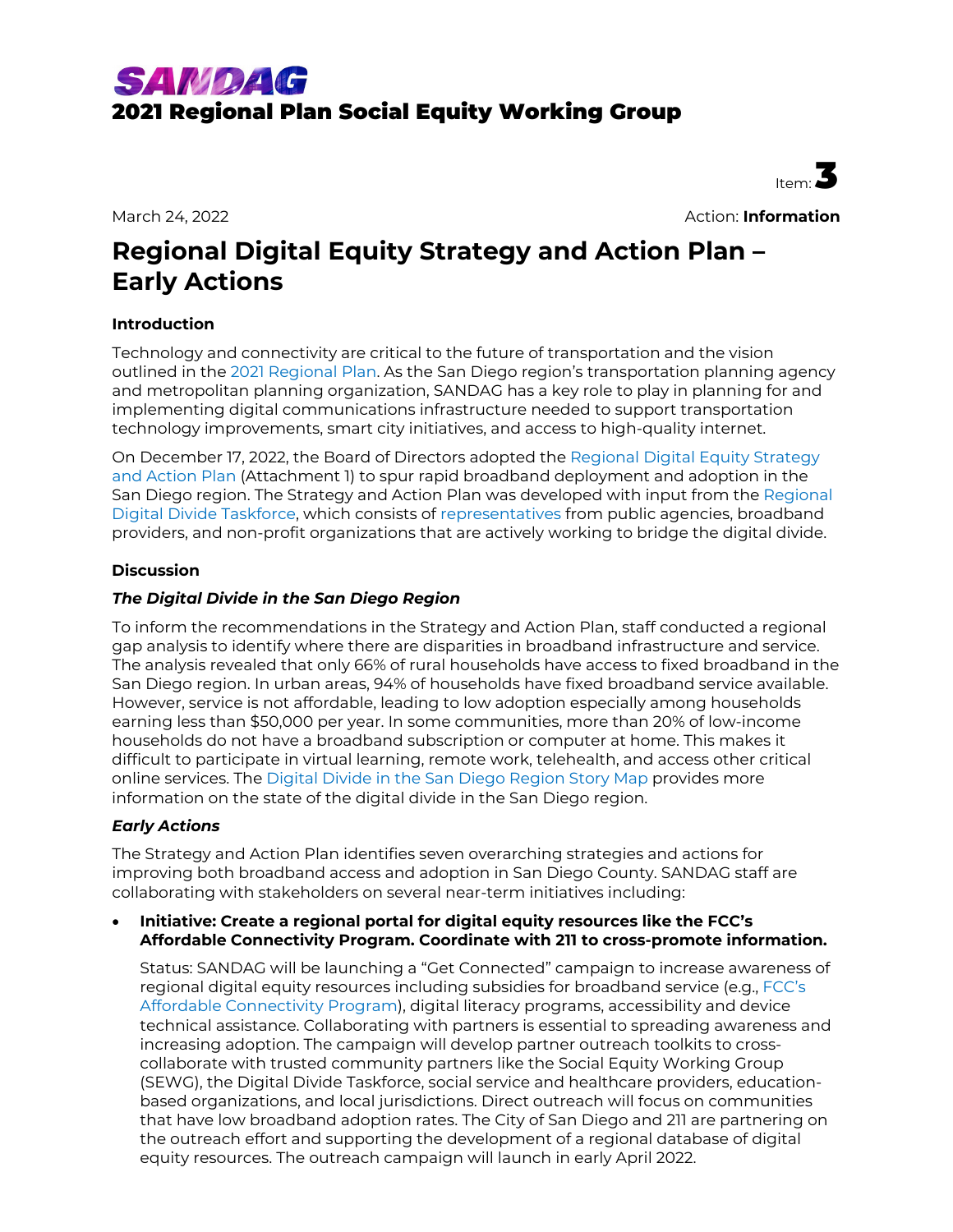# SANDAG

## 2021 Regional Plan Social Equity Working Group

Item: **3**

March 24, 2022

Action: **Information**

# Regional Digital Equity Strategy and Action Plan – Early Actions

### Introduction

Technology and connectivity are critical to the future of transportation and the vision outlined in the 2021 Regional Plan. As the San Diego region's transportation planning agency and metropolitan planning organization, SANDAG has a key role to play in planning for and implementing digital communications infrastructure needed to support transportation technology improvements, smart city initiatives, and access to high-quality internet.

On December 17, 2022, the Board of Directors adopted the Regional Digital Equity Strategy and Action Plan (Attachment 1) to spur rapid broadband deployment and adoption in the San Diego region. The Strategy and Action Plan was developed with input from the Regional Digital Divide Taskforce, which consists of representatives from public agencies, broadband providers, and non-profit organizations that are actively working to bridge the digital divide.

### Discussion

#### *The Digital Divide in the San Diego Region*

To inform the recommendations in the Strategy and Action Plan, staff conducted a regional gap analysis to identify where there are disparities in broadband infrastructure and service. The analysis revealed that only 66% of rural households have access to fixed broadband in the San Diego region. In urban areas, 94% of households have fixed broadband service available. However, service is not affordable, leading to low adoption especially among households earning less than $50,000 per year. In some communities, more than 20% of low-income households do not have a broadband subscription or computer at home. This makes it difficult to participate in virtual learning, remote work, telehealth, and access other critical online services. The Digital Divide in the San Diego Region Story Map provides more information on the state of the digital divide in the San Diego region.

#### *Early Actions*

The Strategy and Action Plan identifies seven overarching strategies and actions for improving both broadband access and adoption in San Diego County. SANDAG staff are collaborating with stakeholders on several near-term initiatives including:

- **Initiative: Create a regional portal for digital equity resources like the FCC's Affordable Connectivity Program. Coordinate with 211 to cross-promote information.**

  Status: SANDAG will be launching a "Get Connected" campaign to increase awareness of regional digital equity resources including subsidies for broadband service (e.g., FCC's Affordable Connectivity Program), digital literacy programs, accessibility and device technical assistance. Collaborating with partners is essential to spreading awareness and increasing adoption. The campaign will develop partner outreach toolkits to cross-collaborate with trusted community partners like the Social Equity Working Group (SEWG), the Digital Divide Taskforce, social service and healthcare providers, education-based organizations, and local jurisdictions. Direct outreach will focus on communities that have low broadband adoption rates. The City of San Diego and 211 are partnering on the outreach effort and supporting the development of a regional database of digital equity resources. The outreach campaign will launch in early April 2022.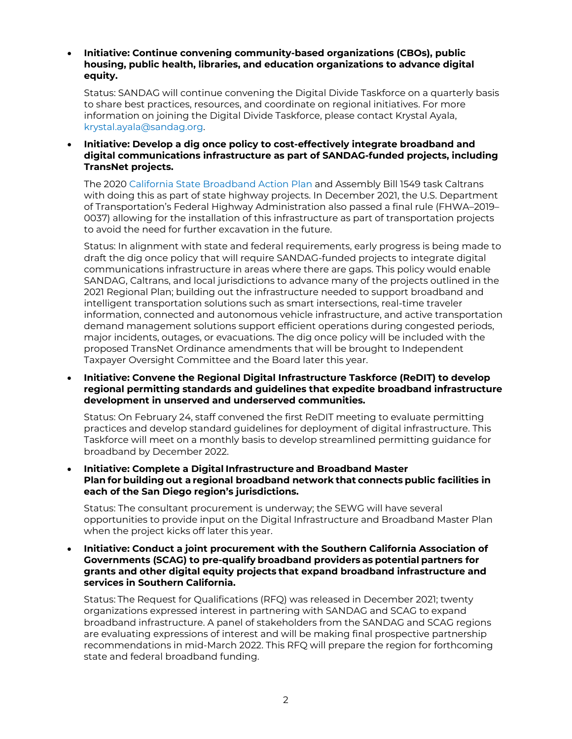- **Initiative: Continue convening community-based organizations (CBOs), public housing, public health, libraries, and education organizations to advance digital equity.**

  Status: SANDAG will continue convening the Digital Divide Taskforce on a quarterly basis to share best practices, resources, and coordinate on regional initiatives. For more information on joining the Digital Divide Taskforce, please contact Krystal Ayala, krystal.ayala@sandag.org.

- **Initiative: Develop a dig once policy to cost-effectively integrate broadband and digital communications infrastructure as part of SANDAG-funded projects, including TransNet projects.**

  The 2020 California State Broadband Action Plan and Assembly Bill 1549 task Caltrans with doing this as part of state highway projects. In December 2021, the U.S. Department of Transportation's Federal Highway Administration also passed a final rule (FHWA–2019–0037) allowing for the installation of this infrastructure as part of transportation projects to avoid the need for further excavation in the future.

  Status: In alignment with state and federal requirements, early progress is being made to draft the dig once policy that will require SANDAG-funded projects to integrate digital communications infrastructure in areas where there are gaps. This policy would enable SANDAG, Caltrans, and local jurisdictions to advance many of the projects outlined in the 2021 Regional Plan; building out the infrastructure needed to support broadband and intelligent transportation solutions such as smart intersections, real-time traveler information, connected and autonomous vehicle infrastructure, and active transportation demand management solutions support efficient operations during congested periods, major incidents, outages, or evacuations. The dig once policy will be included with the proposed TransNet Ordinance amendments that will be brought to Independent Taxpayer Oversight Committee and the Board later this year.

- **Initiative: Convene the Regional Digital Infrastructure Taskforce (ReDIT) to develop regional permitting standards and guidelines that expedite broadband infrastructure development in unserved and underserved communities.**

  Status: On February 24, staff convened the first ReDIT meeting to evaluate permitting practices and develop standard guidelines for deployment of digital infrastructure. This Taskforce will meet on a monthly basis to develop streamlined permitting guidance for broadband by December 2022.

- **Initiative: Complete a Digital Infrastructure and Broadband Master Plan for building out a regional broadband network that connects public facilities in each of the San Diego region's jurisdictions.**

  Status: The consultant procurement is underway; the SEWG will have several opportunities to provide input on the Digital Infrastructure and Broadband Master Plan when the project kicks off later this year.

- **Initiative: Conduct a joint procurement with the Southern California Association of Governments (SCAG) to pre-qualify broadband providers as potential partners for grants and other digital equity projects that expand broadband infrastructure and services in Southern California.**

  Status: The Request for Qualifications (RFQ) was released in December 2021; twenty organizations expressed interest in partnering with SANDAG and SCAG to expand broadband infrastructure. A panel of stakeholders from the SANDAG and SCAG regions are evaluating expressions of interest and will be making final prospective partnership recommendations in mid-March 2022. This RFQ will prepare the region for forthcoming state and federal broadband funding.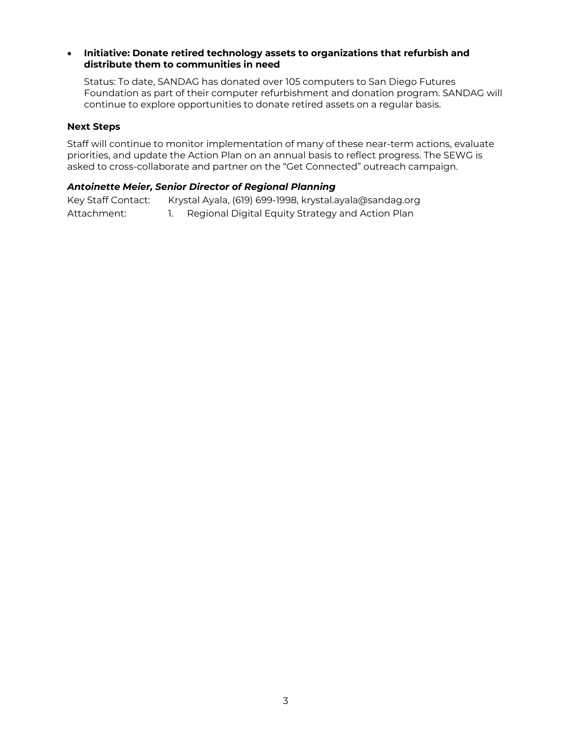- **Initiative: Donate retired technology assets to organizations that refurbish and distribute them to communities in need**

  Status: To date, SANDAG has donated over 105 computers to San Diego Futures Foundation as part of their computer refurbishment and donation program. SANDAG will continue to explore opportunities to donate retired assets on a regular basis.

### Next Steps

Staff will continue to monitor implementation of many of these near-term actions, evaluate priorities, and update the Action Plan on an annual basis to reflect progress. The SEWG is asked to cross-collaborate and partner on the "Get Connected" outreach campaign.

***Antoinette Meier, Senior Director of Regional Planning***

Key Staff Contact: Krystal Ayala, (619) 699-1998, krystal.ayala@sandag.org

Attachment: 1. Regional Digital Equity Strategy and Action Plan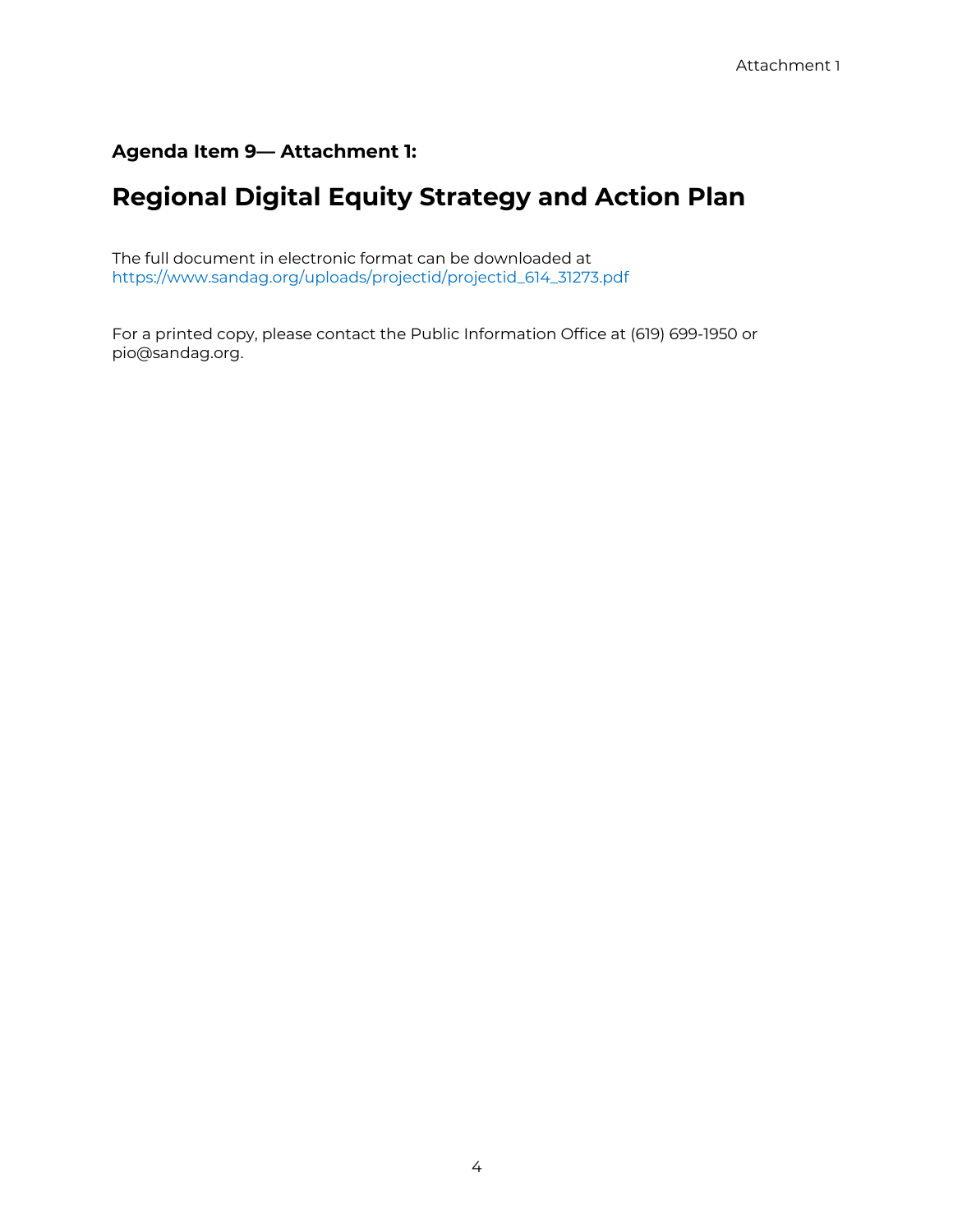**Agenda Item 9— Attachment 1:**

## Regional Digital Equity Strategy and Action Plan

The full document in electronic format can be downloaded at
https://www.sandag.org/uploads/projectid/projectid_614_31273.pdf

For a printed copy, please contact the Public Information Office at (619) 699-1950 or pio@sandag.org.